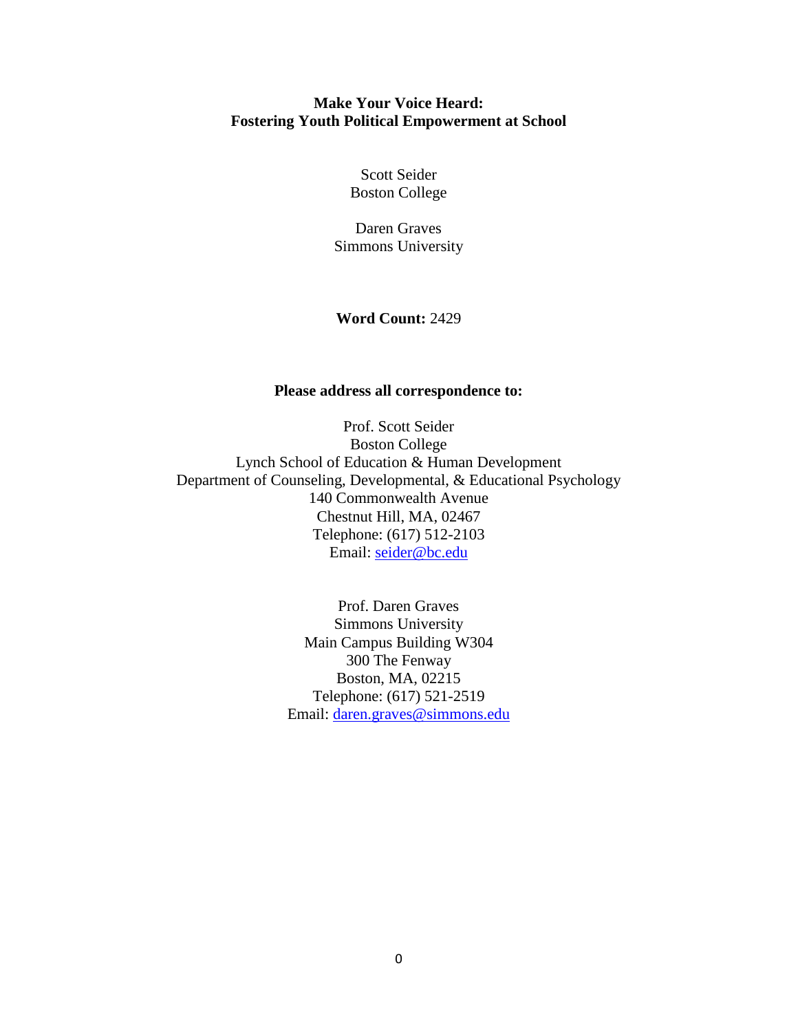# Make Your Voice Heard: Fostering Youth Political Empowerment at School

Scott Seider
Boston College

Daren Graves
Simmons University

**Word Count:** 2429

**Please address all correspondence to:**

Prof. Scott Seider
Boston College
Lynch School of Education & Human Development
Department of Counseling, Developmental, & Educational Psychology
140 Commonwealth Avenue
Chestnut Hill, MA, 02467
Telephone: (617) 512-2103
Email: seider@bc.edu

Prof. Daren Graves
Simmons University
Main Campus Building W304
300 The Fenway
Boston, MA, 02215
Telephone: (617) 521-2519
Email: daren.graves@simmons.edu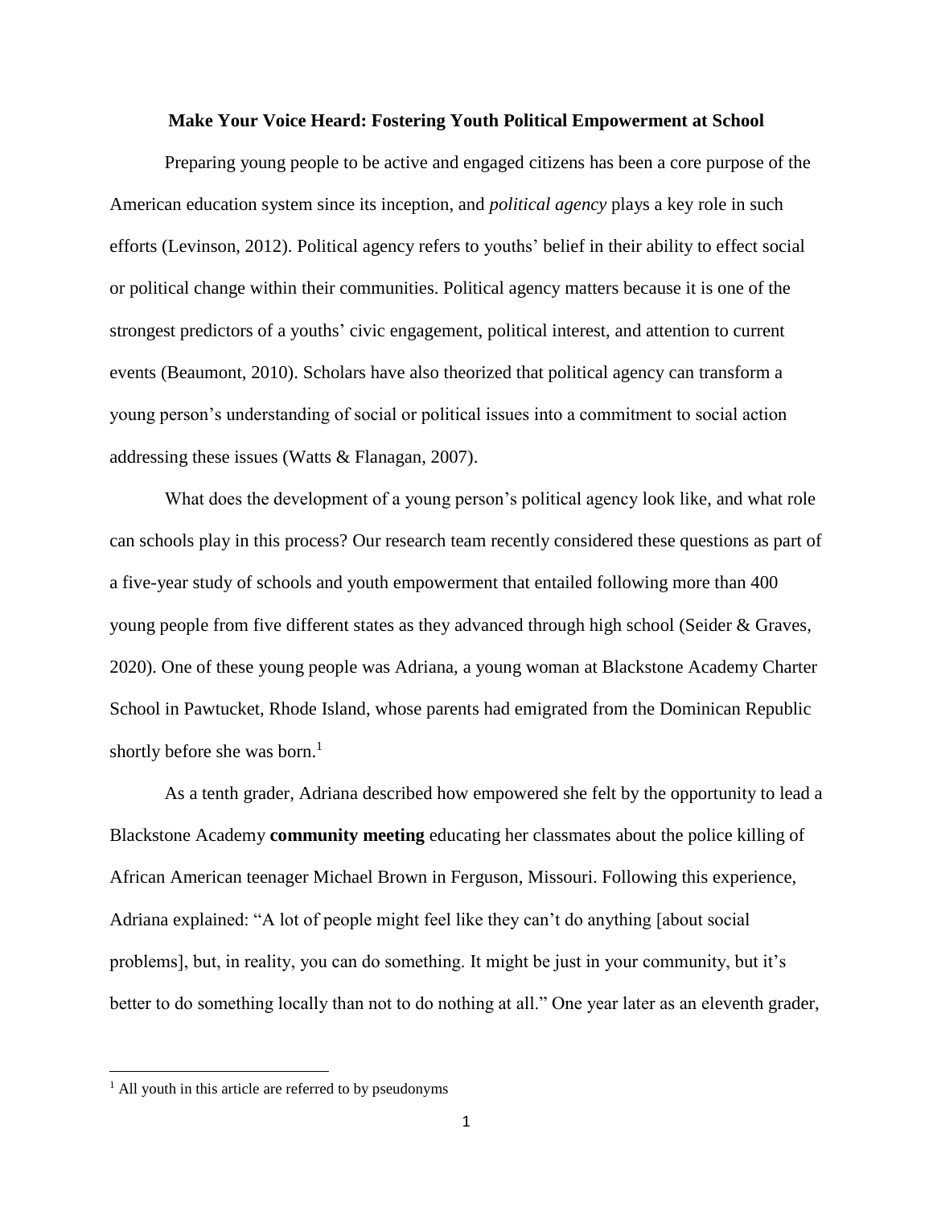**Make Your Voice Heard: Fostering Youth Political Empowerment at School**

Preparing young people to be active and engaged citizens has been a core purpose of the American education system since its inception, and *political agency* plays a key role in such efforts (Levinson, 2012). Political agency refers to youths' belief in their ability to effect social or political change within their communities. Political agency matters because it is one of the strongest predictors of a youths' civic engagement, political interest, and attention to current events (Beaumont, 2010). Scholars have also theorized that political agency can transform a young person's understanding of social or political issues into a commitment to social action addressing these issues (Watts & Flanagan, 2007).

What does the development of a young person's political agency look like, and what role can schools play in this process? Our research team recently considered these questions as part of a five-year study of schools and youth empowerment that entailed following more than 400 young people from five different states as they advanced through high school (Seider & Graves, 2020). One of these young people was Adriana, a young woman at Blackstone Academy Charter School in Pawtucket, Rhode Island, whose parents had emigrated from the Dominican Republic shortly before she was born.[1]

As a tenth grader, Adriana described how empowered she felt by the opportunity to lead a Blackstone Academy **community meeting** educating her classmates about the police killing of African American teenager Michael Brown in Ferguson, Missouri. Following this experience, Adriana explained: "A lot of people might feel like they can't do anything [about social problems], but, in reality, you can do something. It might be just in your community, but it's better to do something locally than not to do nothing at all." One year later as an eleventh grader,

[1] All youth in this article are referred to by pseudonyms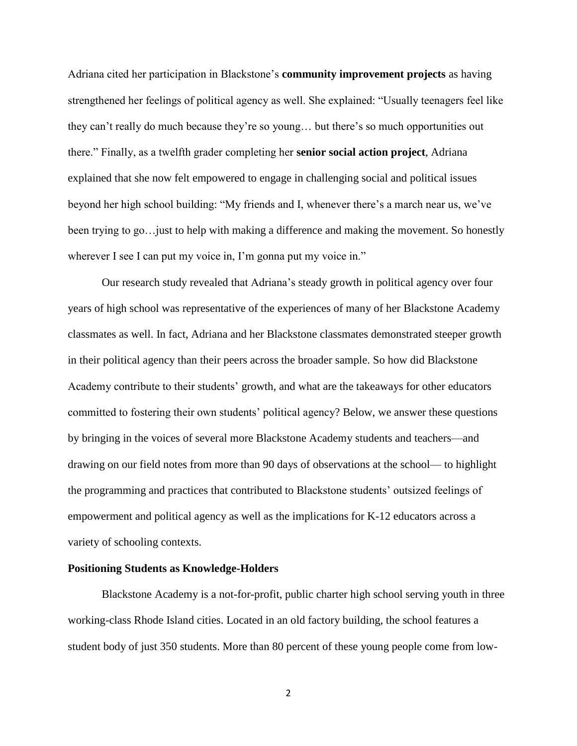Adriana cited her participation in Blackstone's **community improvement projects** as having strengthened her feelings of political agency as well. She explained: "Usually teenagers feel like they can't really do much because they're so young… but there's so much opportunities out there." Finally, as a twelfth grader completing her **senior social action project**, Adriana explained that she now felt empowered to engage in challenging social and political issues beyond her high school building: "My friends and I, whenever there's a march near us, we've been trying to go…just to help with making a difference and making the movement. So honestly wherever I see I can put my voice in, I'm gonna put my voice in."

Our research study revealed that Adriana's steady growth in political agency over four years of high school was representative of the experiences of many of her Blackstone Academy classmates as well. In fact, Adriana and her Blackstone classmates demonstrated steeper growth in their political agency than their peers across the broader sample. So how did Blackstone Academy contribute to their students' growth, and what are the takeaways for other educators committed to fostering their own students' political agency? Below, we answer these questions by bringing in the voices of several more Blackstone Academy students and teachers—and drawing on our field notes from more than 90 days of observations at the school— to highlight the programming and practices that contributed to Blackstone students' outsized feelings of empowerment and political agency as well as the implications for K-12 educators across a variety of schooling contexts.

### Positioning Students as Knowledge-Holders

Blackstone Academy is a not-for-profit, public charter high school serving youth in three working-class Rhode Island cities. Located in an old factory building, the school features a student body of just 350 students. More than 80 percent of these young people come from low-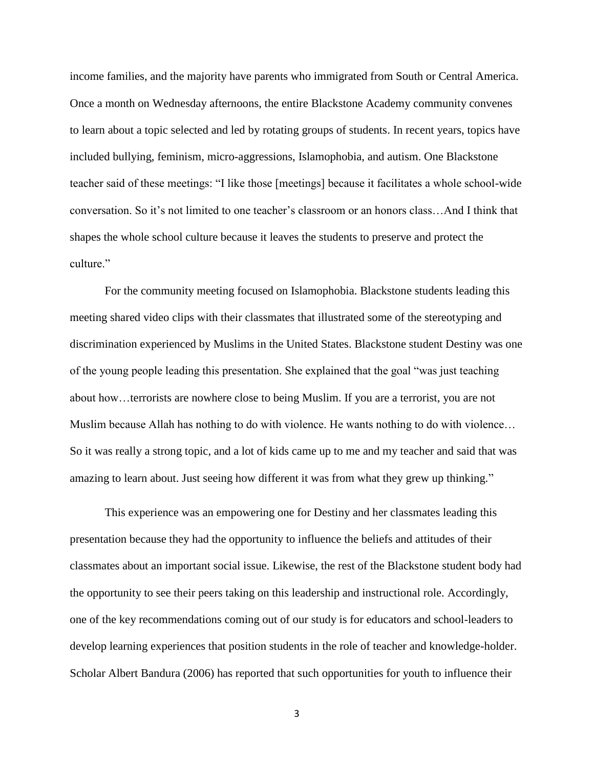income families, and the majority have parents who immigrated from South or Central America. Once a month on Wednesday afternoons, the entire Blackstone Academy community convenes to learn about a topic selected and led by rotating groups of students. In recent years, topics have included bullying, feminism, micro-aggressions, Islamophobia, and autism. One Blackstone teacher said of these meetings: "I like those [meetings] because it facilitates a whole school-wide conversation. So it's not limited to one teacher's classroom or an honors class…And I think that shapes the whole school culture because it leaves the students to preserve and protect the culture."

For the community meeting focused on Islamophobia. Blackstone students leading this meeting shared video clips with their classmates that illustrated some of the stereotyping and discrimination experienced by Muslims in the United States. Blackstone student Destiny was one of the young people leading this presentation. She explained that the goal "was just teaching about how…terrorists are nowhere close to being Muslim. If you are a terrorist, you are not Muslim because Allah has nothing to do with violence. He wants nothing to do with violence… So it was really a strong topic, and a lot of kids came up to me and my teacher and said that was amazing to learn about. Just seeing how different it was from what they grew up thinking."

This experience was an empowering one for Destiny and her classmates leading this presentation because they had the opportunity to influence the beliefs and attitudes of their classmates about an important social issue. Likewise, the rest of the Blackstone student body had the opportunity to see their peers taking on this leadership and instructional role. Accordingly, one of the key recommendations coming out of our study is for educators and school-leaders to develop learning experiences that position students in the role of teacher and knowledge-holder. Scholar Albert Bandura (2006) has reported that such opportunities for youth to influence their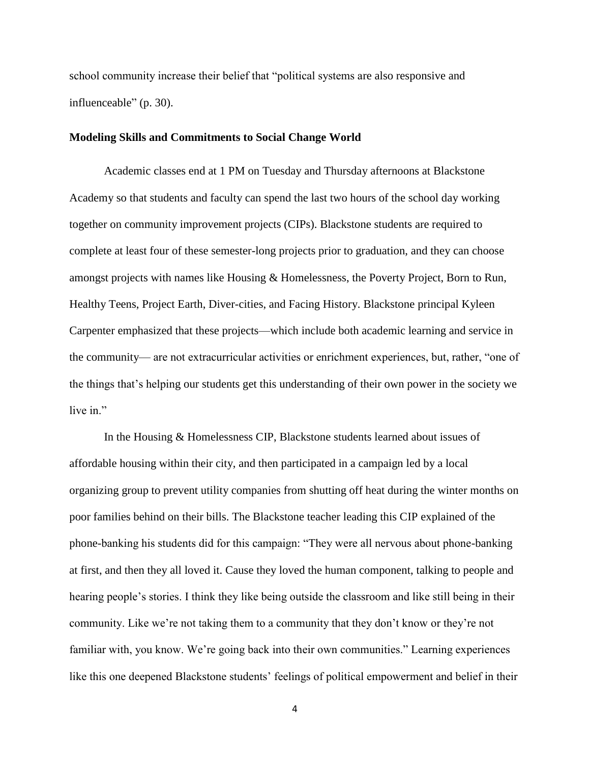school community increase their belief that "political systems are also responsive and influenceable" (p. 30).

**Modeling Skills and Commitments to Social Change World**

Academic classes end at 1 PM on Tuesday and Thursday afternoons at Blackstone Academy so that students and faculty can spend the last two hours of the school day working together on community improvement projects (CIPs). Blackstone students are required to complete at least four of these semester-long projects prior to graduation, and they can choose amongst projects with names like Housing & Homelessness, the Poverty Project, Born to Run, Healthy Teens, Project Earth, Diver-cities, and Facing History. Blackstone principal Kyleen Carpenter emphasized that these projects—which include both academic learning and service in the community— are not extracurricular activities or enrichment experiences, but, rather, "one of the things that's helping our students get this understanding of their own power in the society we live in."

In the Housing & Homelessness CIP, Blackstone students learned about issues of affordable housing within their city, and then participated in a campaign led by a local organizing group to prevent utility companies from shutting off heat during the winter months on poor families behind on their bills. The Blackstone teacher leading this CIP explained of the phone-banking his students did for this campaign: "They were all nervous about phone-banking at first, and then they all loved it. Cause they loved the human component, talking to people and hearing people's stories. I think they like being outside the classroom and like still being in their community. Like we're not taking them to a community that they don't know or they're not familiar with, you know. We're going back into their own communities." Learning experiences like this one deepened Blackstone students' feelings of political empowerment and belief in their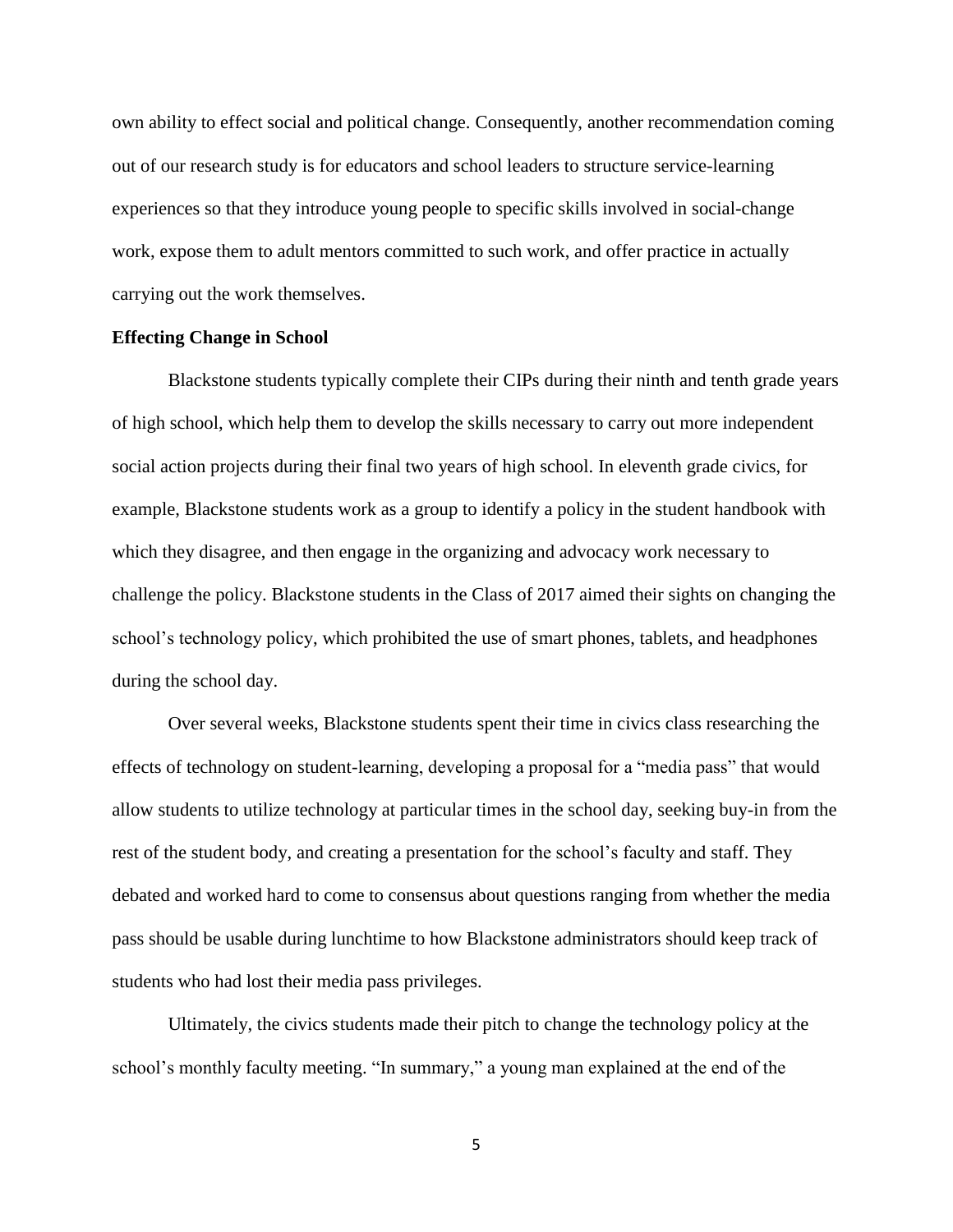own ability to effect social and political change. Consequently, another recommendation coming out of our research study is for educators and school leaders to structure service-learning experiences so that they introduce young people to specific skills involved in social-change work, expose them to adult mentors committed to such work, and offer practice in actually carrying out the work themselves.

**Effecting Change in School**

Blackstone students typically complete their CIPs during their ninth and tenth grade years of high school, which help them to develop the skills necessary to carry out more independent social action projects during their final two years of high school. In eleventh grade civics, for example, Blackstone students work as a group to identify a policy in the student handbook with which they disagree, and then engage in the organizing and advocacy work necessary to challenge the policy. Blackstone students in the Class of 2017 aimed their sights on changing the school's technology policy, which prohibited the use of smart phones, tablets, and headphones during the school day.

Over several weeks, Blackstone students spent their time in civics class researching the effects of technology on student-learning, developing a proposal for a "media pass" that would allow students to utilize technology at particular times in the school day, seeking buy-in from the rest of the student body, and creating a presentation for the school's faculty and staff. They debated and worked hard to come to consensus about questions ranging from whether the media pass should be usable during lunchtime to how Blackstone administrators should keep track of students who had lost their media pass privileges.

Ultimately, the civics students made their pitch to change the technology policy at the school's monthly faculty meeting. "In summary," a young man explained at the end of the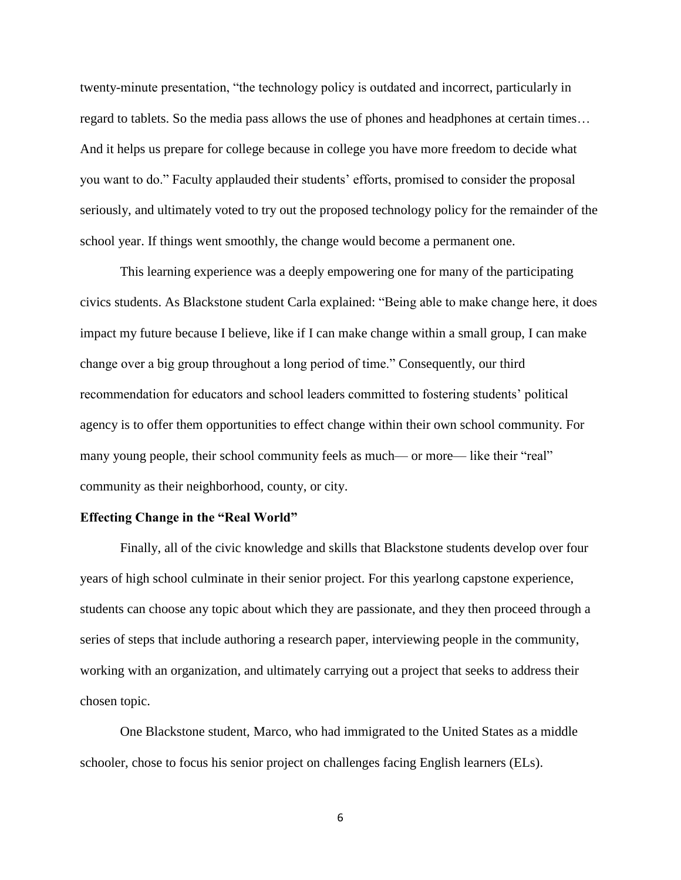twenty-minute presentation, "the technology policy is outdated and incorrect, particularly in regard to tablets. So the media pass allows the use of phones and headphones at certain times… And it helps us prepare for college because in college you have more freedom to decide what you want to do." Faculty applauded their students' efforts, promised to consider the proposal seriously, and ultimately voted to try out the proposed technology policy for the remainder of the school year. If things went smoothly, the change would become a permanent one.

This learning experience was a deeply empowering one for many of the participating civics students. As Blackstone student Carla explained: "Being able to make change here, it does impact my future because I believe, like if I can make change within a small group, I can make change over a big group throughout a long period of time." Consequently, our third recommendation for educators and school leaders committed to fostering students' political agency is to offer them opportunities to effect change within their own school community. For many young people, their school community feels as much— or more— like their "real" community as their neighborhood, county, or city.

**Effecting Change in the "Real World"**

Finally, all of the civic knowledge and skills that Blackstone students develop over four years of high school culminate in their senior project. For this yearlong capstone experience, students can choose any topic about which they are passionate, and they then proceed through a series of steps that include authoring a research paper, interviewing people in the community, working with an organization, and ultimately carrying out a project that seeks to address their chosen topic.

One Blackstone student, Marco, who had immigrated to the United States as a middle schooler, chose to focus his senior project on challenges facing English learners (ELs).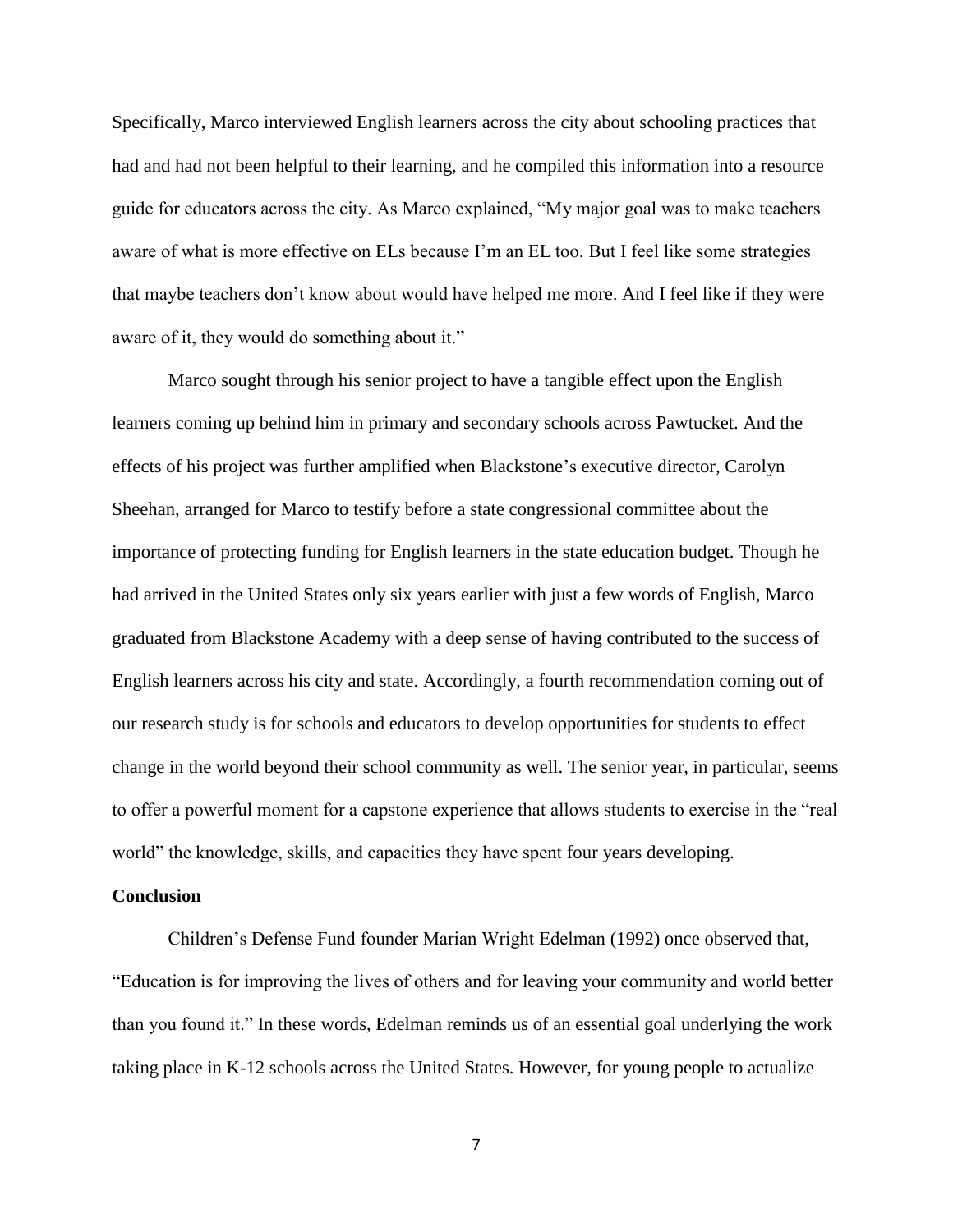Specifically, Marco interviewed English learners across the city about schooling practices that had and had not been helpful to their learning, and he compiled this information into a resource guide for educators across the city. As Marco explained, "My major goal was to make teachers aware of what is more effective on ELs because I'm an EL too. But I feel like some strategies that maybe teachers don't know about would have helped me more. And I feel like if they were aware of it, they would do something about it."

Marco sought through his senior project to have a tangible effect upon the English learners coming up behind him in primary and secondary schools across Pawtucket. And the effects of his project was further amplified when Blackstone's executive director, Carolyn Sheehan, arranged for Marco to testify before a state congressional committee about the importance of protecting funding for English learners in the state education budget. Though he had arrived in the United States only six years earlier with just a few words of English, Marco graduated from Blackstone Academy with a deep sense of having contributed to the success of English learners across his city and state. Accordingly, a fourth recommendation coming out of our research study is for schools and educators to develop opportunities for students to effect change in the world beyond their school community as well. The senior year, in particular, seems to offer a powerful moment for a capstone experience that allows students to exercise in the "real world" the knowledge, skills, and capacities they have spent four years developing.

**Conclusion**

Children's Defense Fund founder Marian Wright Edelman (1992) once observed that, "Education is for improving the lives of others and for leaving your community and world better than you found it." In these words, Edelman reminds us of an essential goal underlying the work taking place in K-12 schools across the United States. However, for young people to actualize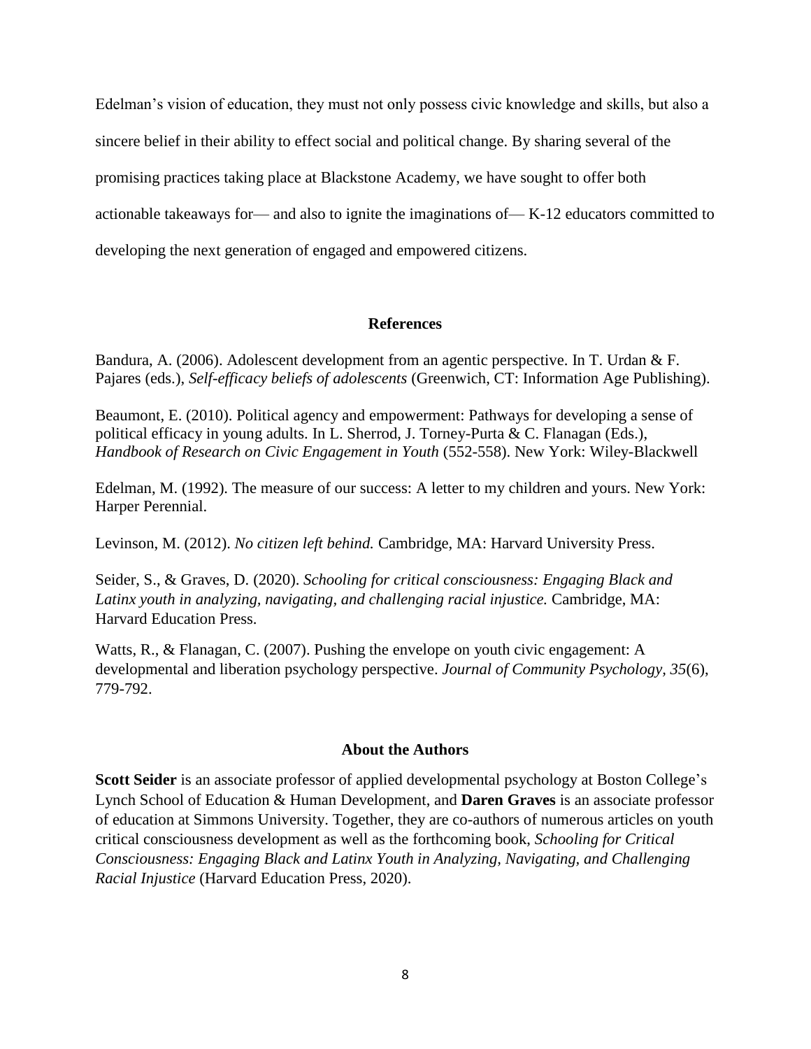Edelman's vision of education, they must not only possess civic knowledge and skills, but also a sincere belief in their ability to effect social and political change. By sharing several of the promising practices taking place at Blackstone Academy, we have sought to offer both actionable takeaways for— and also to ignite the imaginations of— K-12 educators committed to developing the next generation of engaged and empowered citizens.

## References

Bandura, A. (2006). Adolescent development from an agentic perspective. In T. Urdan & F. Pajares (eds.), *Self-efficacy beliefs of adolescents* (Greenwich, CT: Information Age Publishing).

Beaumont, E. (2010). Political agency and empowerment: Pathways for developing a sense of political efficacy in young adults. In L. Sherrod, J. Torney-Purta & C. Flanagan (Eds.), *Handbook of Research on Civic Engagement in Youth* (552-558). New York: Wiley-Blackwell

Edelman, M. (1992). The measure of our success: A letter to my children and yours. New York: Harper Perennial.

Levinson, M. (2012). *No citizen left behind.* Cambridge, MA: Harvard University Press.

Seider, S., & Graves, D. (2020). *Schooling for critical consciousness: Engaging Black and Latinx youth in analyzing, navigating, and challenging racial injustice.* Cambridge, MA: Harvard Education Press.

Watts, R., & Flanagan, C. (2007). Pushing the envelope on youth civic engagement: A developmental and liberation psychology perspective. *Journal of Community Psychology*, *35*(6), 779-792.

## About the Authors

**Scott Seider** is an associate professor of applied developmental psychology at Boston College's Lynch School of Education & Human Development, and **Daren Graves** is an associate professor of education at Simmons University. Together, they are co-authors of numerous articles on youth critical consciousness development as well as the forthcoming book, *Schooling for Critical Consciousness: Engaging Black and Latinx Youth in Analyzing, Navigating, and Challenging Racial Injustice* (Harvard Education Press, 2020).